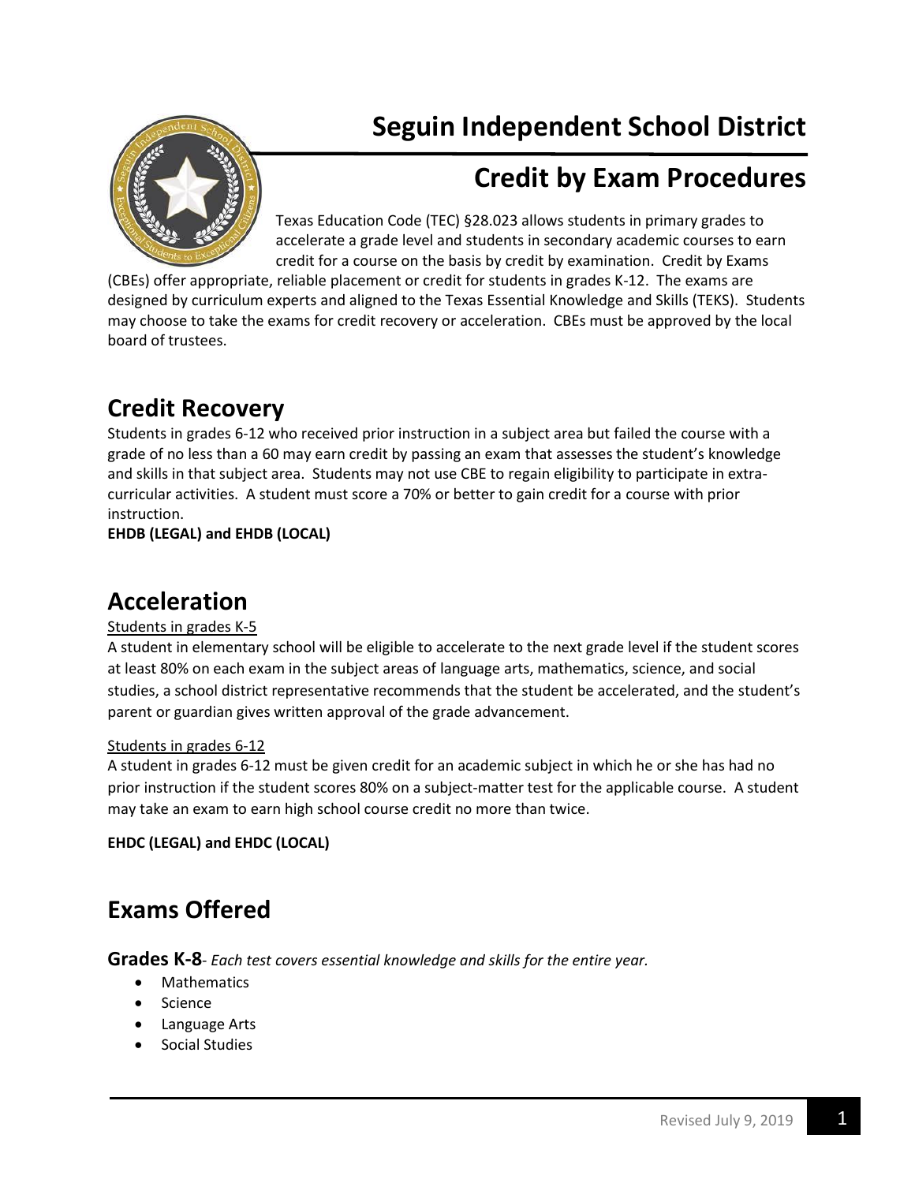# Seguin Independent School District

## Credit by Exam Procedures

Texas Education Code (TEC) §28.023 allows students in primary grades to accelerate a grade level and students in secondary academic courses to earn credit for a course on the basis by credit by examination. Credit by Exams (CBEs) offer appropriate, reliable placement or credit for students in grades K-12. The exams are designed by curriculum experts and aligned to the Texas Essential Knowledge and Skills (TEKS). Students may choose to take the exams for credit recovery or acceleration. CBEs must be approved by the local board of trustees.

## Credit Recovery

Students in grades 6-12 who received prior instruction in a subject area but failed the course with a grade of no less than a 60 may earn credit by passing an exam that assesses the student's knowledge and skills in that subject area. Students may not use CBE to regain eligibility to participate in extra-curricular activities. A student must score a 70% or better to gain credit for a course with prior instruction.

**EHDB (LEGAL) and EHDB (LOCAL)**

## Acceleration

Students in grades K-5

A student in elementary school will be eligible to accelerate to the next grade level if the student scores at least 80% on each exam in the subject areas of language arts, mathematics, science, and social studies, a school district representative recommends that the student be accelerated, and the student's parent or guardian gives written approval of the grade advancement.

Students in grades 6-12

A student in grades 6-12 must be given credit for an academic subject in which he or she has had no prior instruction if the student scores 80% on a subject-matter test for the applicable course. A student may take an exam to earn high school course credit no more than twice.

**EHDC (LEGAL) and EHDC (LOCAL)**

## Exams Offered

**Grades K-8**- *Each test covers essential knowledge and skills for the entire year.*

- Mathematics
- Science
- Language Arts
- Social Studies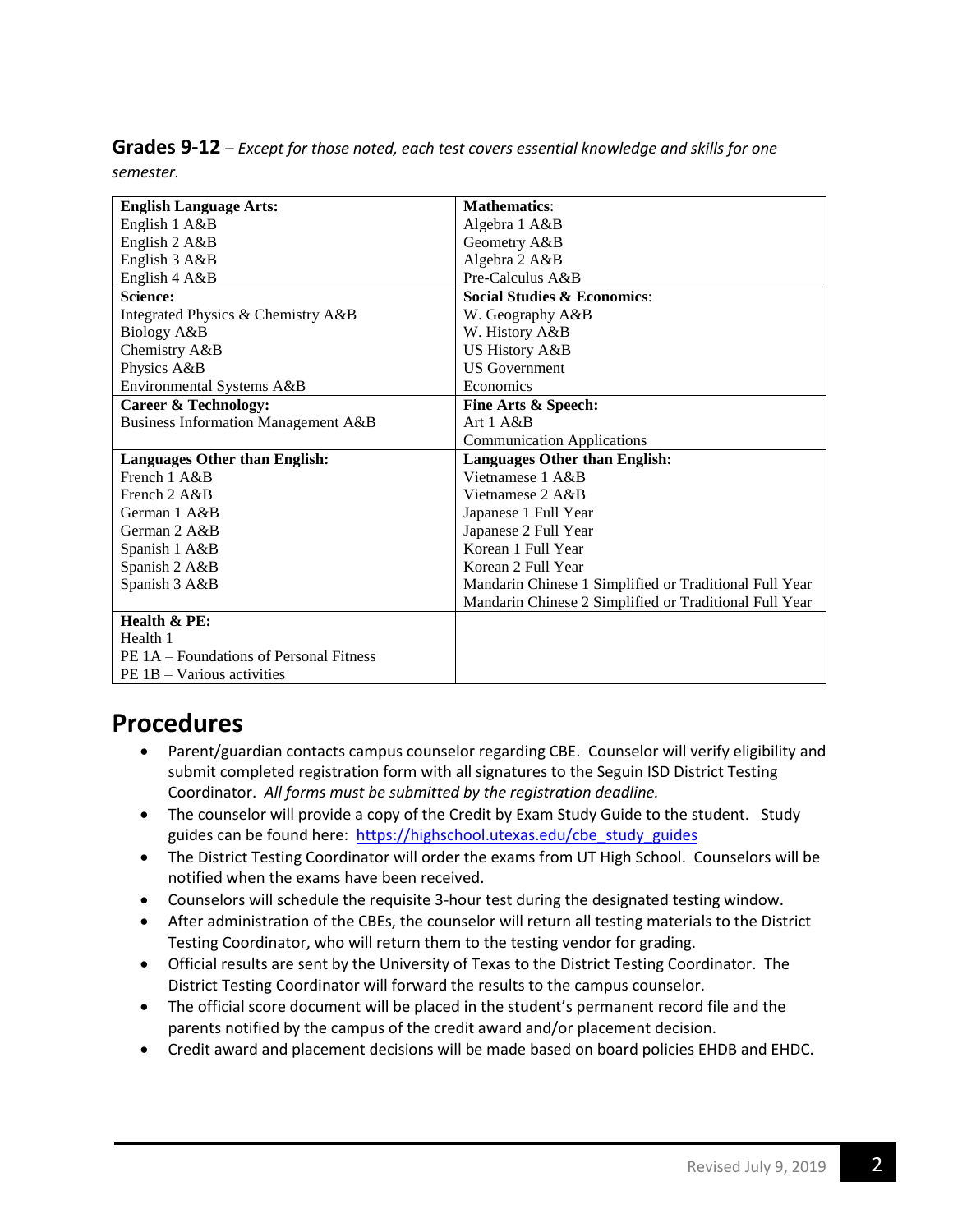**Grades 9-12** – *Except for those noted, each test covers essential knowledge and skills for one semester.*

| | |
|---|---|
| **English Language Arts:**<br>English 1 A&B<br>English 2 A&B<br>English 3 A&B<br>English 4 A&B | **Mathematics**:<br>Algebra 1 A&B<br>Geometry A&B<br>Algebra 2 A&B<br>Pre-Calculus A&B |
| **Science:**<br>Integrated Physics & Chemistry A&B<br>Biology A&B<br>Chemistry A&B<br>Physics A&B<br>Environmental Systems A&B | **Social Studies & Economics**:<br>W. Geography A&B<br>W. History A&B<br>US History A&B<br>US Government<br>Economics |
| **Career & Technology:**<br>Business Information Management A&B | **Fine Arts & Speech:**<br>Art 1 A&B<br>Communication Applications |
| **Languages Other than English:**<br>French 1 A&B<br>French 2 A&B<br>German 1 A&B<br>German 2 A&B<br>Spanish 1 A&B<br>Spanish 2 A&B<br>Spanish 3 A&B | **Languages Other than English:**<br>Vietnamese 1 A&B<br>Vietnamese 2 A&B<br>Japanese 1 Full Year<br>Japanese 2 Full Year<br>Korean 1 Full Year<br>Korean 2 Full Year<br>Mandarin Chinese 1 Simplified or Traditional Full Year<br>Mandarin Chinese 2 Simplified or Traditional Full Year |
| **Health & PE:**<br>Health 1<br>PE 1A – Foundations of Personal Fitness<br>PE 1B – Various activities | |

## Procedures

- Parent/guardian contacts campus counselor regarding CBE. Counselor will verify eligibility and submit completed registration form with all signatures to the Seguin ISD District Testing Coordinator. *All forms must be submitted by the registration deadline.*
- The counselor will provide a copy of the Credit by Exam Study Guide to the student. Study guides can be found here: https://highschool.utexas.edu/cbe_study_guides
- The District Testing Coordinator will order the exams from UT High School. Counselors will be notified when the exams have been received.
- Counselors will schedule the requisite 3-hour test during the designated testing window.
- After administration of the CBEs, the counselor will return all testing materials to the District Testing Coordinator, who will return them to the testing vendor for grading.
- Official results are sent by the University of Texas to the District Testing Coordinator. The District Testing Coordinator will forward the results to the campus counselor.
- The official score document will be placed in the student's permanent record file and the parents notified by the campus of the credit award and/or placement decision.
- Credit award and placement decisions will be made based on board policies EHDB and EHDC.